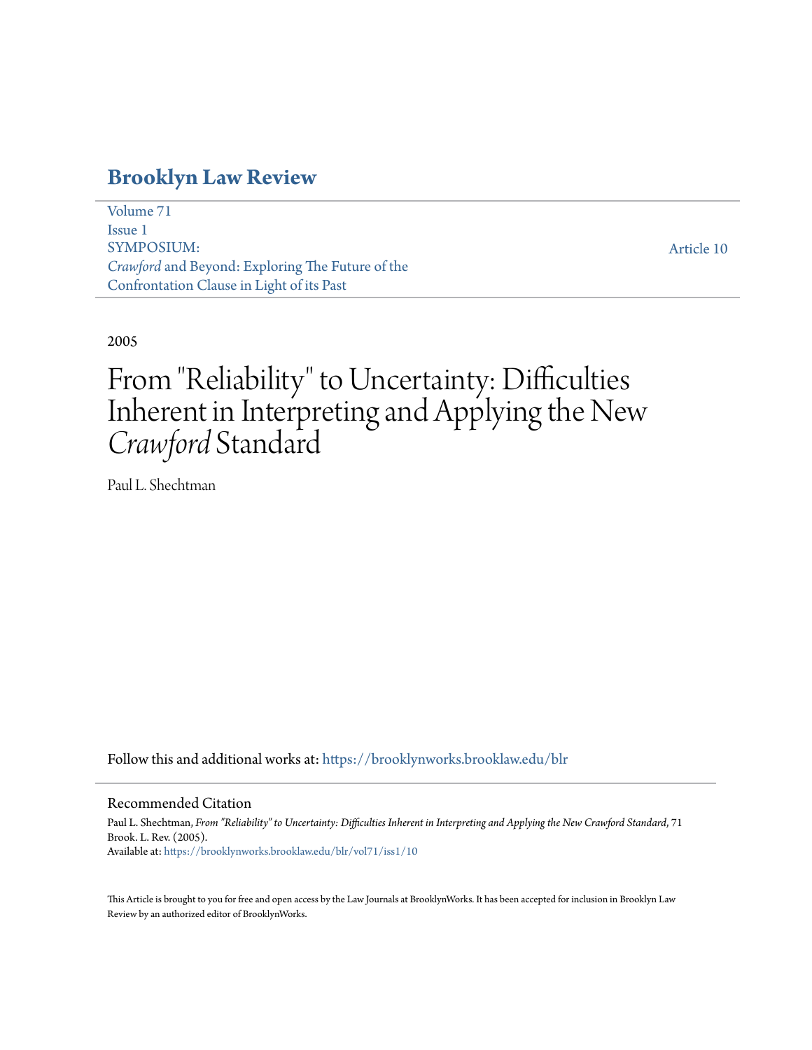# Brooklyn Law Review

Volume 71
Issue 1
SYMPOSIUM:
*Crawford* and Beyond: Exploring The Future of the Confrontation Clause in Light of its Past

Article 10

2005

# From "Reliability" to Uncertainty: Difficulties Inherent in Interpreting and Applying the New *Crawford* Standard

Paul L. Shechtman

Follow this and additional works at: https://brooklynworks.brooklaw.edu/blr

## Recommended Citation

Paul L. Shechtman, *From "Reliability" to Uncertainty: Difficulties Inherent in Interpreting and Applying the New Crawford Standard*, 71 Brook. L. Rev. (2005).
Available at: https://brooklynworks.brooklaw.edu/blr/vol71/iss1/10

This Article is brought to you for free and open access by the Law Journals at BrooklynWorks. It has been accepted for inclusion in Brooklyn Law Review by an authorized editor of BrooklynWorks.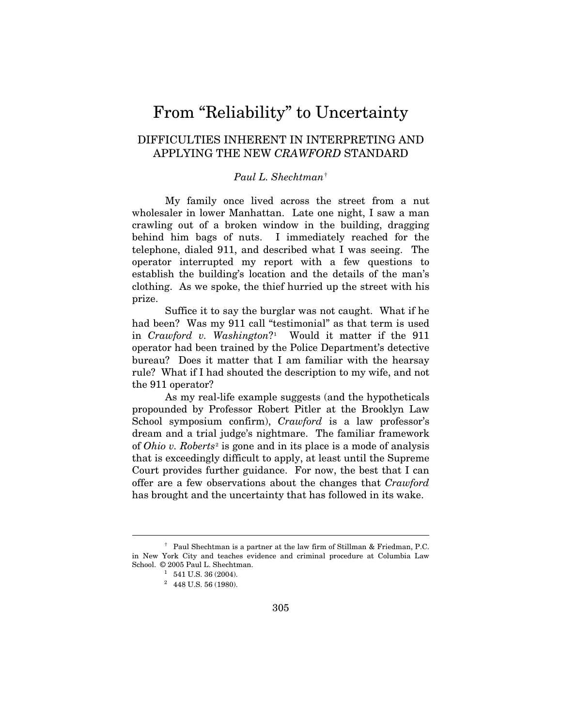# From "Reliability" to Uncertainty

## DIFFICULTIES INHERENT IN INTERPRETING AND APPLYING THE NEW *CRAWFORD* STANDARD

*Paul L. Shechtman*[†]

My family once lived across the street from a nut wholesaler in lower Manhattan. Late one night, I saw a man crawling out of a broken window in the building, dragging behind him bags of nuts. I immediately reached for the telephone, dialed 911, and described what I was seeing. The operator interrupted my report with a few questions to establish the building's location and the details of the man's clothing. As we spoke, the thief hurried up the street with his prize.

Suffice it to say the burglar was not caught. What if he had been? Was my 911 call "testimonial" as that term is used in *Crawford v. Washington*?[1] Would it matter if the 911 operator had been trained by the Police Department's detective bureau? Does it matter that I am familiar with the hearsay rule? What if I had shouted the description to my wife, and not the 911 operator?

As my real-life example suggests (and the hypotheticals propounded by Professor Robert Pitler at the Brooklyn Law School symposium confirm), *Crawford* is a law professor's dream and a trial judge's nightmare. The familiar framework of *Ohio v. Roberts*[2] is gone and in its place is a mode of analysis that is exceedingly difficult to apply, at least until the Supreme Court provides further guidance. For now, the best that I can offer are a few observations about the changes that *Crawford* has brought and the uncertainty that has followed in its wake.

---

[†] Paul Shechtman is a partner at the law firm of Stillman & Friedman, P.C. in New York City and teaches evidence and criminal procedure at Columbia Law School. © 2005 Paul L. Shechtman.

[1] 541 U.S. 36 (2004).

[2] 448 U.S. 56 (1980).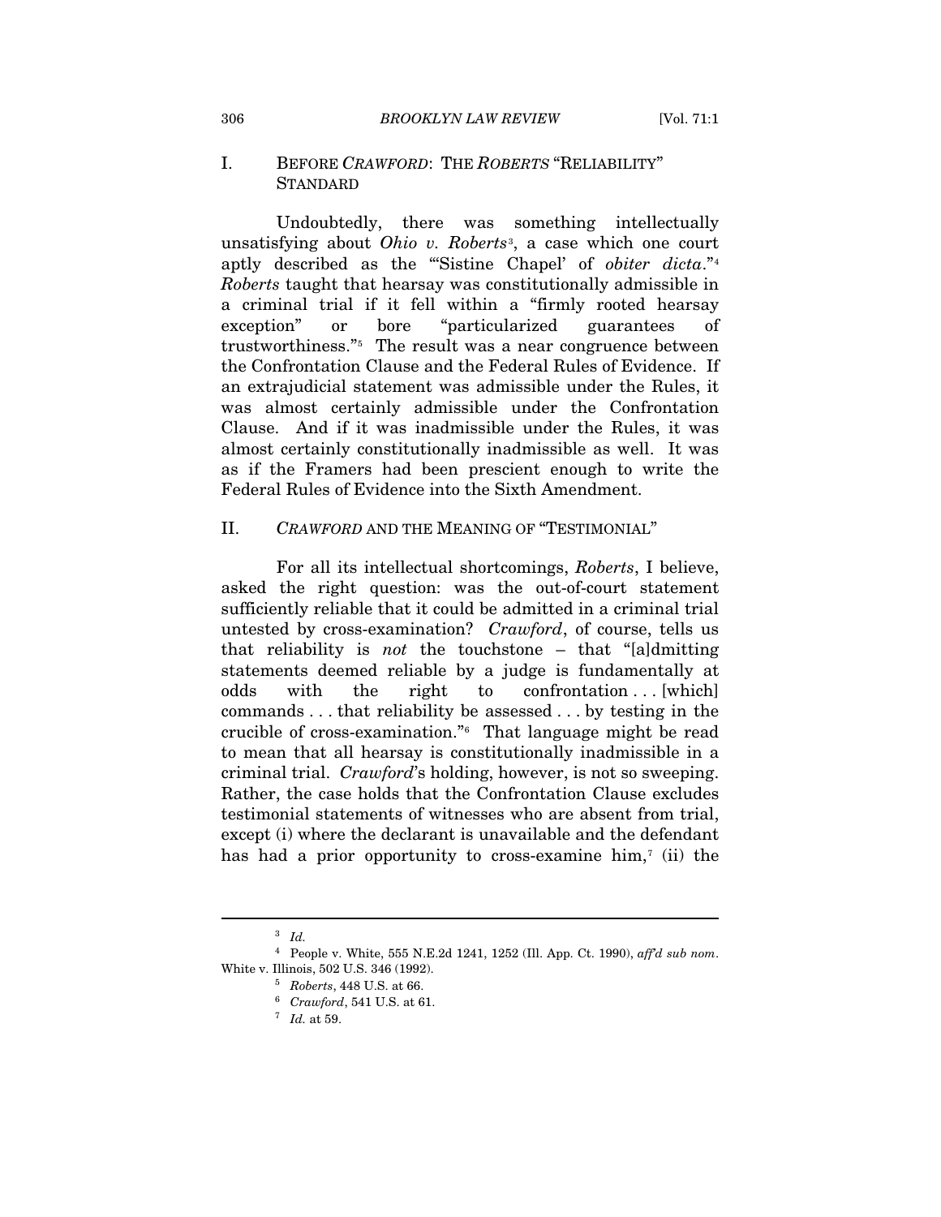## I. BEFORE *CRAWFORD*: THE *ROBERTS* "RELIABILITY" STANDARD

Undoubtedly, there was something intellectually unsatisfying about *Ohio v. Roberts*[3], a case which one court aptly described as the "'Sistine Chapel' of *obiter dicta*."[4] *Roberts* taught that hearsay was constitutionally admissible in a criminal trial if it fell within a "firmly rooted hearsay exception" or bore "particularized guarantees of trustworthiness."[5] The result was a near congruence between the Confrontation Clause and the Federal Rules of Evidence. If an extrajudicial statement was admissible under the Rules, it was almost certainly admissible under the Confrontation Clause. And if it was inadmissible under the Rules, it was almost certainly constitutionally inadmissible as well. It was as if the Framers had been prescient enough to write the Federal Rules of Evidence into the Sixth Amendment.

## II. *CRAWFORD* AND THE MEANING OF "TESTIMONIAL"

For all its intellectual shortcomings, *Roberts*, I believe, asked the right question: was the out-of-court statement sufficiently reliable that it could be admitted in a criminal trial untested by cross-examination? *Crawford*, of course, tells us that reliability is *not* the touchstone – that "[a]dmitting statements deemed reliable by a judge is fundamentally at odds with the right to confrontation . . . [which] commands . . . that reliability be assessed . . . by testing in the crucible of cross-examination."[6] That language might be read to mean that all hearsay is constitutionally inadmissible in a criminal trial. *Crawford*'s holding, however, is not so sweeping. Rather, the case holds that the Confrontation Clause excludes testimonial statements of witnesses who are absent from trial, except (i) where the declarant is unavailable and the defendant has had a prior opportunity to cross-examine him,[7] (ii) the

---

[3] *Id.*

[4] People v. White, 555 N.E.2d 1241, 1252 (Ill. App. Ct. 1990), *aff'd sub nom*. White v. Illinois, 502 U.S. 346 (1992).

[5] *Roberts*, 448 U.S. at 66.

[6] *Crawford*, 541 U.S. at 61.

[7] *Id.* at 59.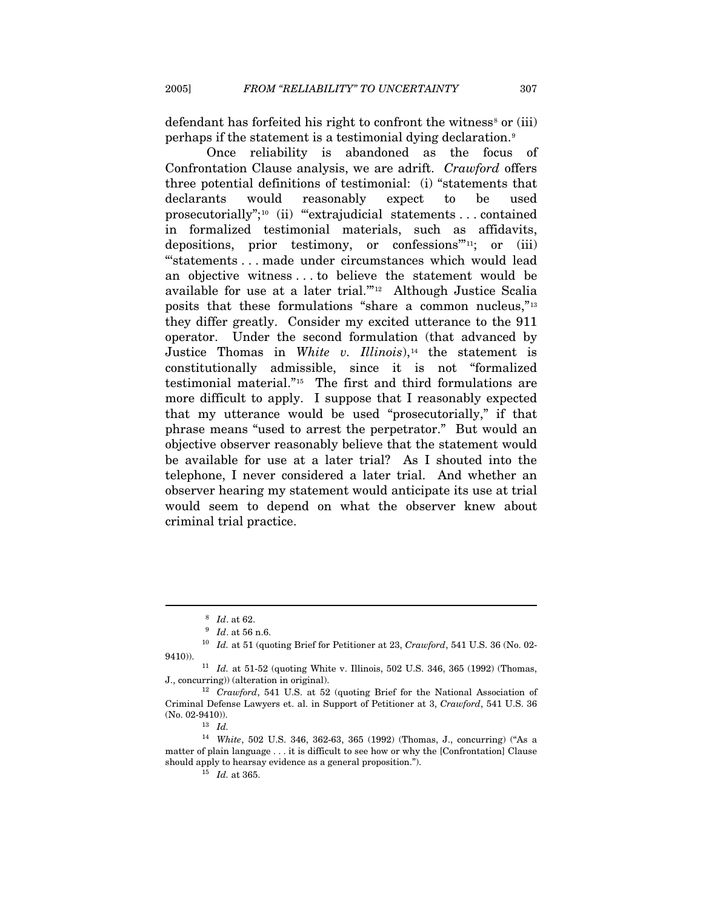defendant has forfeited his right to confront the witness[8] or (iii) perhaps if the statement is a testimonial dying declaration.[9]

Once reliability is abandoned as the focus of Confrontation Clause analysis, we are adrift. *Crawford* offers three potential definitions of testimonial: (i) "statements that declarants would reasonably expect to be used prosecutorially";[10] (ii) "'extrajudicial statements . . . contained in formalized testimonial materials, such as affidavits, depositions, prior testimony, or confessions'"[11]; or (iii) "'statements . . . made under circumstances which would lead an objective witness . . . to believe the statement would be available for use at a later trial.'"[12] Although Justice Scalia posits that these formulations "share a common nucleus,"[13] they differ greatly. Consider my excited utterance to the 911 operator. Under the second formulation (that advanced by Justice Thomas in *White v. Illinois*),[14] the statement is constitutionally admissible, since it is not "formalized testimonial material."[15] The first and third formulations are more difficult to apply. I suppose that I reasonably expected that my utterance would be used "prosecutorially," if that phrase means "used to arrest the perpetrator." But would an objective observer reasonably believe that the statement would be available for use at a later trial? As I shouted into the telephone, I never considered a later trial. And whether an observer hearing my statement would anticipate its use at trial would seem to depend on what the observer knew about criminal trial practice.

---

[8] *Id*. at 62.

[9] *Id*. at 56 n.6.

[10] *Id.* at 51 (quoting Brief for Petitioner at 23, *Crawford*, 541 U.S. 36 (No. 02-9410)).

[11] *Id.* at 51-52 (quoting White v. Illinois, 502 U.S. 346, 365 (1992) (Thomas, J., concurring)) (alteration in original).

[12] *Crawford*, 541 U.S. at 52 (quoting Brief for the National Association of Criminal Defense Lawyers et. al. in Support of Petitioner at 3, *Crawford*, 541 U.S. 36 (No. 02-9410)).

[13] *Id.*

[14] *White*, 502 U.S. 346, 362-63, 365 (1992) (Thomas, J., concurring) ("As a matter of plain language . . . it is difficult to see how or why the [Confrontation] Clause should apply to hearsay evidence as a general proposition.").

[15] *Id.* at 365.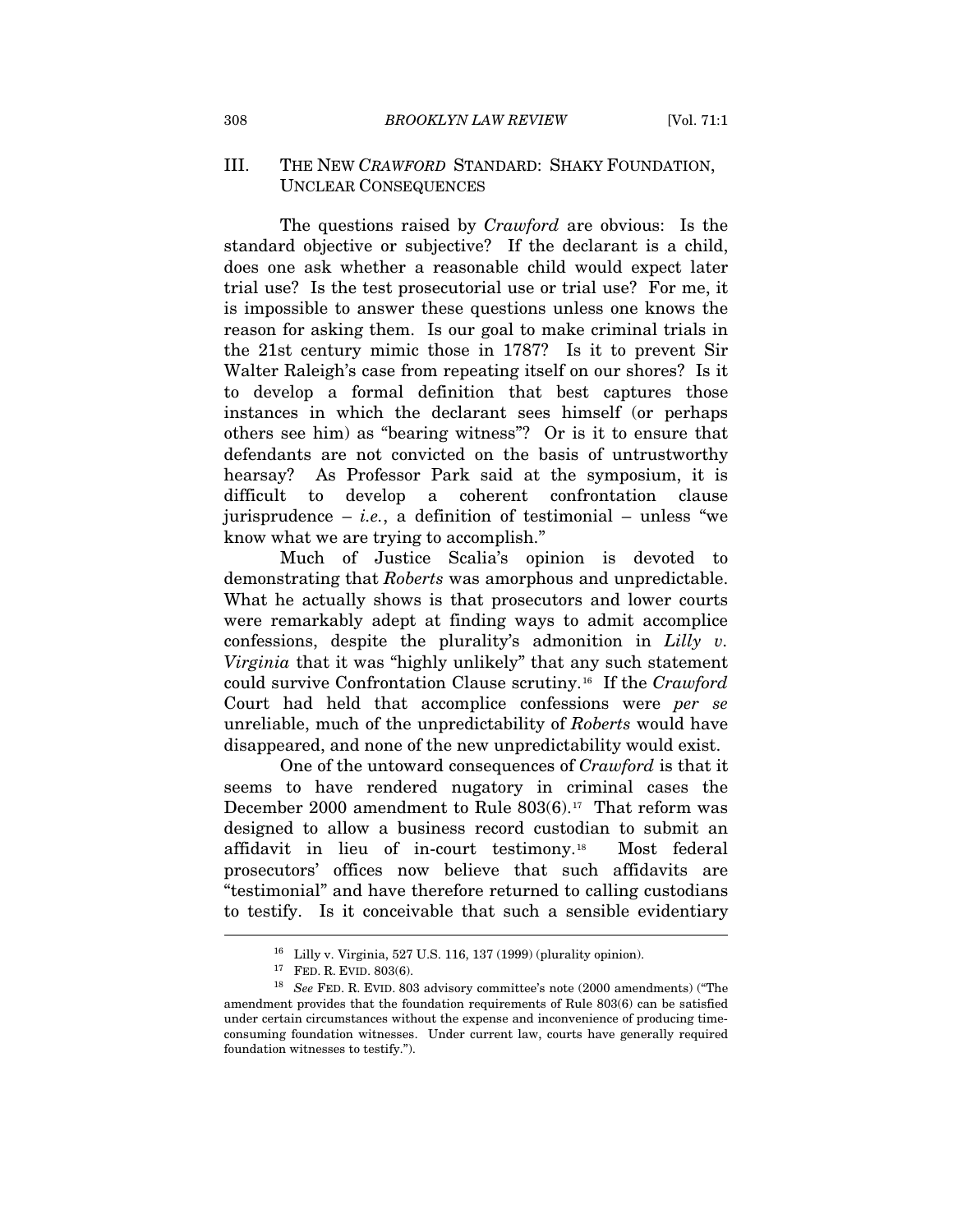## III. THE NEW *CRAWFORD* STANDARD: SHAKY FOUNDATION, UNCLEAR CONSEQUENCES

The questions raised by *Crawford* are obvious: Is the standard objective or subjective? If the declarant is a child, does one ask whether a reasonable child would expect later trial use? Is the test prosecutorial use or trial use? For me, it is impossible to answer these questions unless one knows the reason for asking them. Is our goal to make criminal trials in the 21st century mimic those in 1787? Is it to prevent Sir Walter Raleigh's case from repeating itself on our shores? Is it to develop a formal definition that best captures those instances in which the declarant sees himself (or perhaps others see him) as "bearing witness"? Or is it to ensure that defendants are not convicted on the basis of untrustworthy hearsay? As Professor Park said at the symposium, it is difficult to develop a coherent confrontation clause jurisprudence – *i.e.*, a definition of testimonial – unless "we know what we are trying to accomplish."

Much of Justice Scalia's opinion is devoted to demonstrating that *Roberts* was amorphous and unpredictable. What he actually shows is that prosecutors and lower courts were remarkably adept at finding ways to admit accomplice confessions, despite the plurality's admonition in *Lilly v. Virginia* that it was "highly unlikely" that any such statement could survive Confrontation Clause scrutiny.[16] If the *Crawford* Court had held that accomplice confessions were *per se* unreliable, much of the unpredictability of *Roberts* would have disappeared, and none of the new unpredictability would exist.

One of the untoward consequences of *Crawford* is that it seems to have rendered nugatory in criminal cases the December 2000 amendment to Rule 803(6).[17] That reform was designed to allow a business record custodian to submit an affidavit in lieu of in-court testimony.[18] Most federal prosecutors' offices now believe that such affidavits are "testimonial" and have therefore returned to calling custodians to testify. Is it conceivable that such a sensible evidentiary

---

[16] Lilly v. Virginia, 527 U.S. 116, 137 (1999) (plurality opinion).

[17] FED. R. EVID. 803(6).

[18] *See* FED. R. EVID. 803 advisory committee's note (2000 amendments) ("The amendment provides that the foundation requirements of Rule 803(6) can be satisfied under certain circumstances without the expense and inconvenience of producing time-consuming foundation witnesses. Under current law, courts have generally required foundation witnesses to testify.").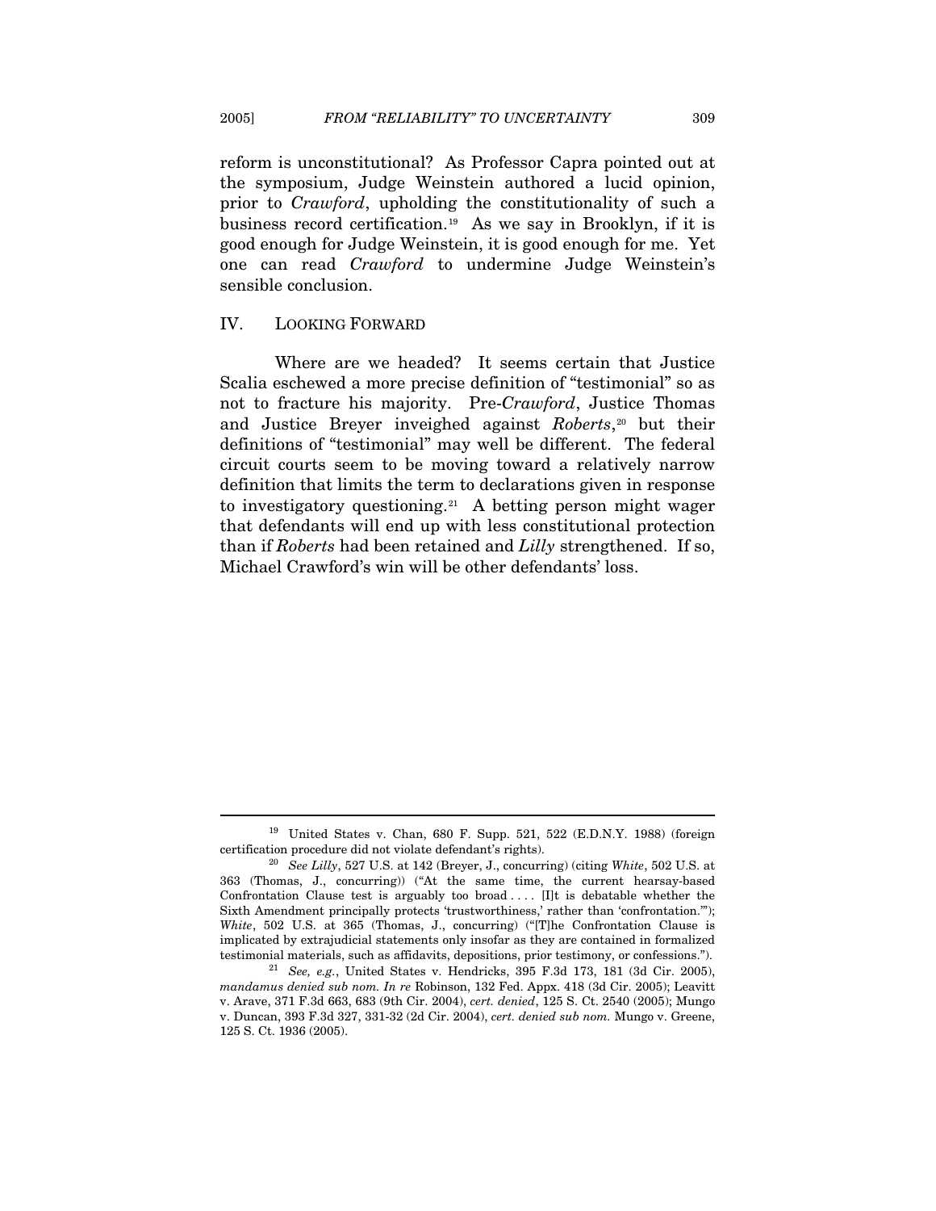reform is unconstitutional? As Professor Capra pointed out at the symposium, Judge Weinstein authored a lucid opinion, prior to *Crawford*, upholding the constitutionality of such a business record certification.[19] As we say in Brooklyn, if it is good enough for Judge Weinstein, it is good enough for me. Yet one can read *Crawford* to undermine Judge Weinstein's sensible conclusion.

## IV. LOOKING FORWARD

Where are we headed? It seems certain that Justice Scalia eschewed a more precise definition of "testimonial" so as not to fracture his majority. Pre-*Crawford*, Justice Thomas and Justice Breyer inveighed against *Roberts*,[20] but their definitions of "testimonial" may well be different. The federal circuit courts seem to be moving toward a relatively narrow definition that limits the term to declarations given in response to investigatory questioning.[21] A betting person might wager that defendants will end up with less constitutional protection than if *Roberts* had been retained and *Lilly* strengthened. If so, Michael Crawford's win will be other defendants' loss.

---

[19] United States v. Chan, 680 F. Supp. 521, 522 (E.D.N.Y. 1988) (foreign certification procedure did not violate defendant's rights).

[20] *See Lilly*, 527 U.S. at 142 (Breyer, J., concurring) (citing *White*, 502 U.S. at 363 (Thomas, J., concurring)) ("At the same time, the current hearsay-based Confrontation Clause test is arguably too broad . . . . [I]t is debatable whether the Sixth Amendment principally protects 'trustworthiness,' rather than 'confrontation.'"); *White*, 502 U.S. at 365 (Thomas, J., concurring) ("[T]he Confrontation Clause is implicated by extrajudicial statements only insofar as they are contained in formalized testimonial materials, such as affidavits, depositions, prior testimony, or confessions.").

[21] *See, e.g.*, United States v. Hendricks, 395 F.3d 173, 181 (3d Cir. 2005), *mandamus denied sub nom. In re* Robinson, 132 Fed. Appx. 418 (3d Cir. 2005); Leavitt v. Arave, 371 F.3d 663, 683 (9th Cir. 2004), *cert. denied*, 125 S. Ct. 2540 (2005); Mungo v. Duncan, 393 F.3d 327, 331-32 (2d Cir. 2004), *cert. denied sub nom.* Mungo v. Greene, 125 S. Ct. 1936 (2005).